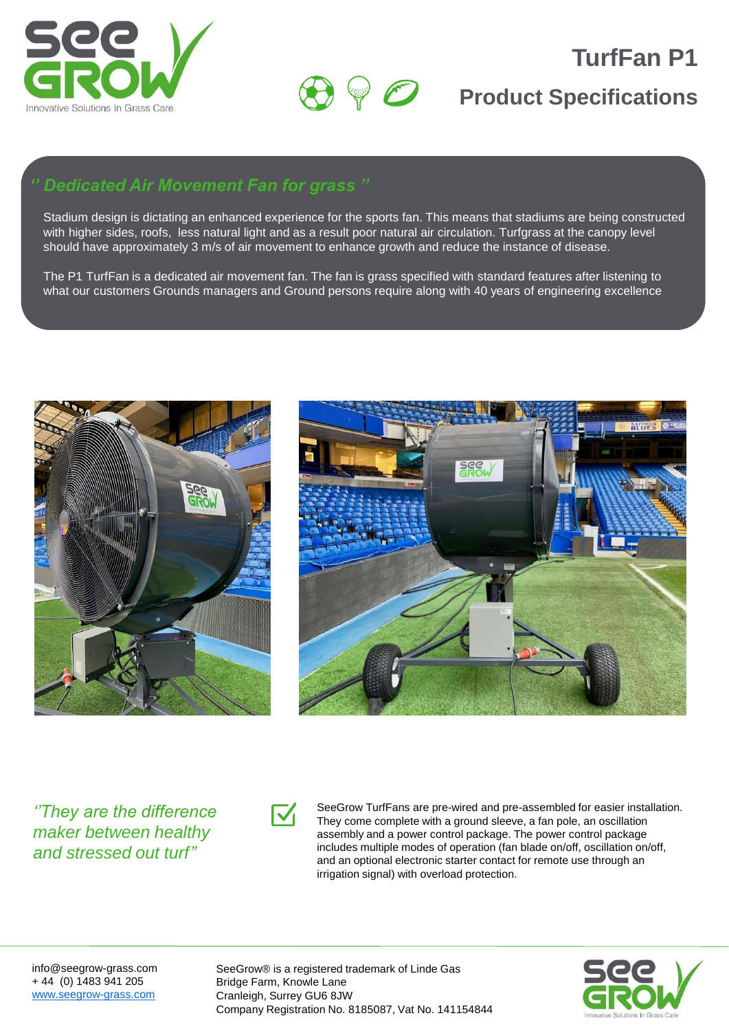# TurfFan P1

## Product Specifications

### *'' Dedicated Air Movement Fan for grass ''*

Stadium design is dictating an enhanced experience for the sports fan. This means that stadiums are being constructed with higher sides, roofs, less natural light and as a result poor natural air circulation. Turfgrass at the canopy level should have approximately 3 m/s of air movement to enhance growth and reduce the instance of disease.

The P1 TurfFan is a dedicated air movement fan. The fan is grass specified with standard features after listening to what our customers Grounds managers and Ground persons require along with 40 years of engineering excellence

*''They are the difference maker between healthy and stressed out turf''*

SeeGrow TurfFans are pre-wired and pre-assembled for easier installation. They come complete with a ground sleeve, a fan pole, an oscillation assembly and a power control package. The power control package includes multiple modes of operation (fan blade on/off, oscillation on/off, and an optional electronic starter contact for remote use through an irrigation signal) with overload protection.

info@seegrow-grass.com
+ 44 (0) 1483 941 205
www.seegrow-grass.com

SeeGrow® is a registered trademark of Linde Gas
Bridge Farm, Knowle Lane
Cranleigh, Surrey GU6 8JW
Company Registration No. 8185087, Vat No. 141154844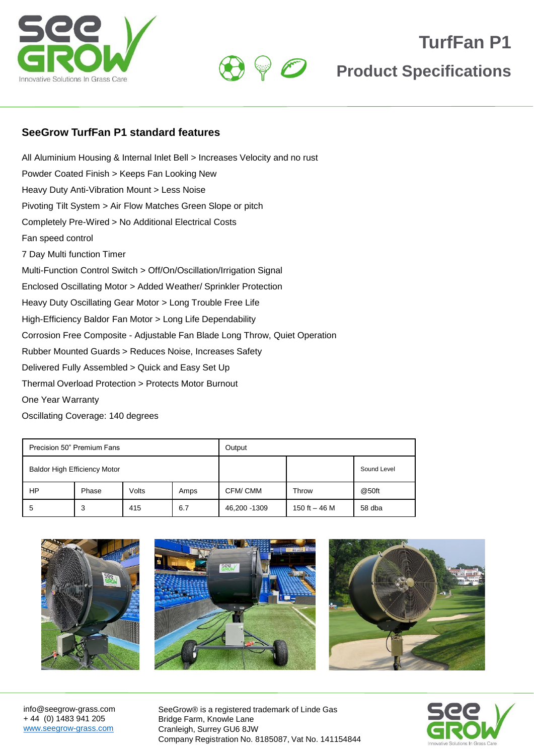# TurfFan P1

## Product Specifications

### SeeGrow TurfFan P1 standard features

All Aluminium Housing & Internal Inlet Bell > Increases Velocity and no rust

Powder Coated Finish > Keeps Fan Looking New

Heavy Duty Anti-Vibration Mount > Less Noise

Pivoting Tilt System > Air Flow Matches Green Slope or pitch

Completely Pre-Wired > No Additional Electrical Costs

Fan speed control

7 Day Multi function Timer

Multi-Function Control Switch > Off/On/Oscillation/Irrigation Signal

Enclosed Oscillating Motor > Added Weather/ Sprinkler Protection

Heavy Duty Oscillating Gear Motor > Long Trouble Free Life

High-Efficiency Baldor Fan Motor > Long Life Dependability

Corrosion Free Composite - Adjustable Fan Blade Long Throw, Quiet Operation

Rubber Mounted Guards > Reduces Noise, Increases Safety

Delivered Fully Assembled > Quick and Easy Set Up

Thermal Overload Protection > Protects Motor Burnout

One Year Warranty

Oscillating Coverage: 140 degrees

| Precision 50" Premium Fans | | | | Output | | |
|---|---|---|---|---|---|---|
| Baldor High Efficiency Motor | | | | | | Sound Level |
| HP | Phase | Volts | Amps | CFM/ CMM | Throw | @50ft |
| 5 | 3 | 415 | 6.7 | 46,200 -1309 | 150 ft – 46 M | 58 dba |

info@seegrow-grass.com
+ 44 (0) 1483 941 205
www.seegrow-grass.com

SeeGrow® is a registered trademark of Linde Gas
Bridge Farm, Knowle Lane
Cranleigh, Surrey GU6 8JW
Company Registration No. 8185087, Vat No. 141154844